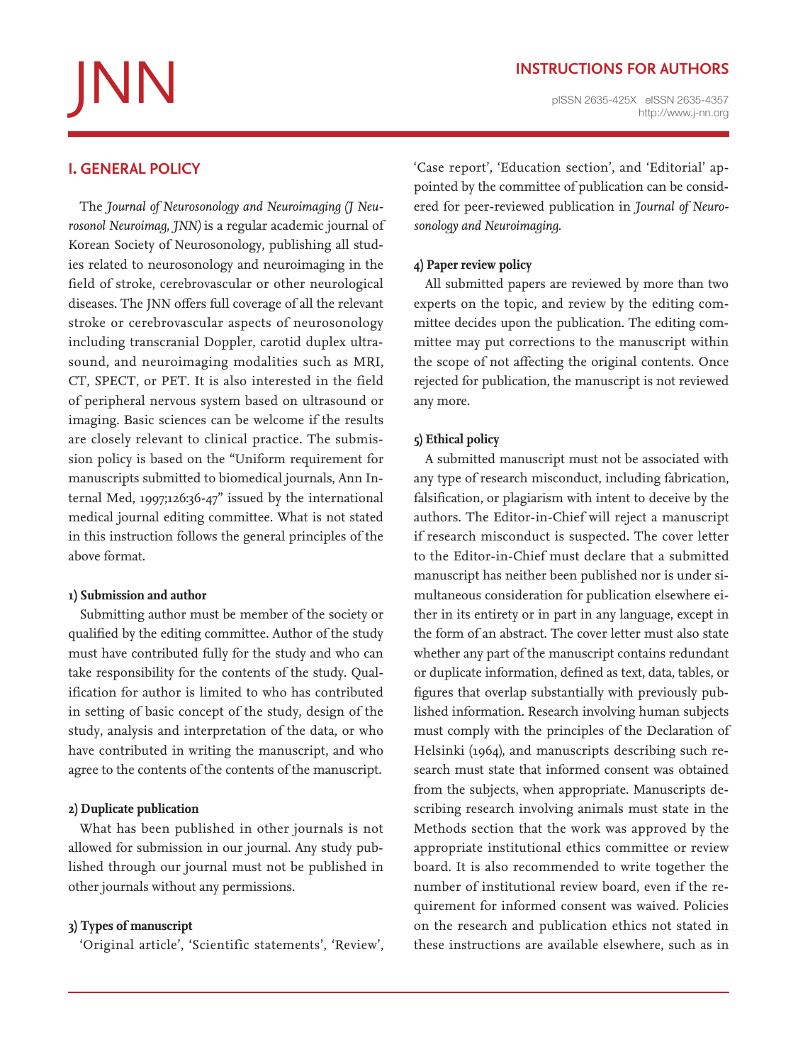# INSTRUCTIONS FOR AUTHORS

## I. GENERAL POLICY

The *Journal of Neurosonology and Neuroimaging (J Neurosonol Neuroimag, JNN)* is a regular academic journal of Korean Society of Neurosonology, publishing all studies related to neurosonology and neuroimaging in the field of stroke, cerebrovascular or other neurological diseases. The JNN offers full coverage of all the relevant stroke or cerebrovascular aspects of neurosonology including transcranial Doppler, carotid duplex ultrasound, and neuroimaging modalities such as MRI, CT, SPECT, or PET. It is also interested in the field of peripheral nervous system based on ultrasound or imaging. Basic sciences can be welcome if the results are closely relevant to clinical practice. The submission policy is based on the "Uniform requirement for manuscripts submitted to biomedical journals, Ann Internal Med, 1997;126:36-47" issued by the international medical journal editing committee. What is not stated in this instruction follows the general principles of the above format.

### 1) Submission and author

Submitting author must be member of the society or qualified by the editing committee. Author of the study must have contributed fully for the study and who can take responsibility for the contents of the study. Qualification for author is limited to who has contributed in setting of basic concept of the study, design of the study, analysis and interpretation of the data, or who have contributed in writing the manuscript, and who agree to the contents of the contents of the manuscript.

### 2) Duplicate publication

What has been published in other journals is not allowed for submission in our journal. Any study published through our journal must not be published in other journals without any permissions.

### 3) Types of manuscript

'Original article', 'Scientific statements', 'Review', 'Case report', 'Education section', and 'Editorial' appointed by the committee of publication can be considered for peer-reviewed publication in *Journal of Neurosonology and Neuroimaging.*

### 4) Paper review policy

All submitted papers are reviewed by more than two experts on the topic, and review by the editing committee decides upon the publication. The editing committee may put corrections to the manuscript within the scope of not affecting the original contents. Once rejected for publication, the manuscript is not reviewed any more.

### 5) Ethical policy

A submitted manuscript must not be associated with any type of research misconduct, including fabrication, falsification, or plagiarism with intent to deceive by the authors. The Editor-in-Chief will reject a manuscript if research misconduct is suspected. The cover letter to the Editor-in-Chief must declare that a submitted manuscript has neither been published nor is under simultaneous consideration for publication elsewhere either in its entirety or in part in any language, except in the form of an abstract. The cover letter must also state whether any part of the manuscript contains redundant or duplicate information, defined as text, data, tables, or figures that overlap substantially with previously published information. Research involving human subjects must comply with the principles of the Declaration of Helsinki (1964), and manuscripts describing such research must state that informed consent was obtained from the subjects, when appropriate. Manuscripts describing research involving animals must state in the Methods section that the work was approved by the appropriate institutional ethics committee or review board. It is also recommended to write together the number of institutional review board, even if the requirement for informed consent was waived. Policies on the research and publication ethics not stated in these instructions are available elsewhere, such as in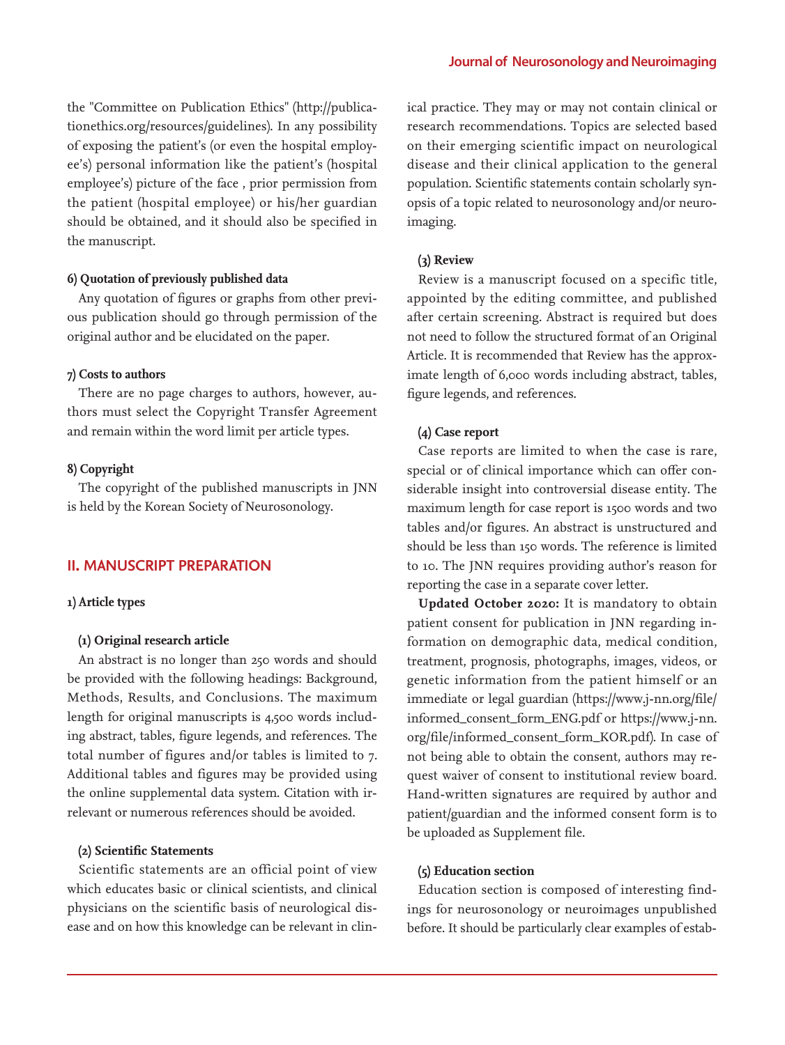the "Committee on Publication Ethics" (http://publicationethics.org/resources/guidelines). In any possibility of exposing the patient's (or even the hospital employee's) personal information like the patient's (hospital employee's) picture of the face , prior permission from the patient (hospital employee) or his/her guardian should be obtained, and it should also be specified in the manuscript.

#### 6) Quotation of previously published data

Any quotation of figures or graphs from other previous publication should go through permission of the original author and be elucidated on the paper.

#### 7) Costs to authors

There are no page charges to authors, however, authors must select the Copyright Transfer Agreement and remain within the word limit per article types.

#### 8) Copyright

The copyright of the published manuscripts in JNN is held by the Korean Society of Neurosonology.

## II. MANUSCRIPT PREPARATION

### 1) Article types

#### (1) Original research article

An abstract is no longer than 250 words and should be provided with the following headings: Background, Methods, Results, and Conclusions. The maximum length for original manuscripts is 4,500 words including abstract, tables, figure legends, and references. The total number of figures and/or tables is limited to 7. Additional tables and figures may be provided using the online supplemental data system. Citation with irrelevant or numerous references should be avoided.

#### (2) Scientific Statements

Scientific statements are an official point of view which educates basic or clinical scientists, and clinical physicians on the scientific basis of neurological disease and on how this knowledge can be relevant in clinical practice. They may or may not contain clinical or research recommendations. Topics are selected based on their emerging scientific impact on neurological disease and their clinical application to the general population. Scientific statements contain scholarly synopsis of a topic related to neurosonology and/or neuroimaging.

#### (3) Review

Review is a manuscript focused on a specific title, appointed by the editing committee, and published after certain screening. Abstract is required but does not need to follow the structured format of an Original Article. It is recommended that Review has the approximate length of 6,000 words including abstract, tables, figure legends, and references.

#### (4) Case report

Case reports are limited to when the case is rare, special or of clinical importance which can offer considerable insight into controversial disease entity. The maximum length for case report is 1500 words and two tables and/or figures. An abstract is unstructured and should be less than 150 words. The reference is limited to 10. The JNN requires providing author's reason for reporting the case in a separate cover letter.

**Updated October 2020:** It is mandatory to obtain patient consent for publication in JNN regarding information on demographic data, medical condition, treatment, prognosis, photographs, images, videos, or genetic information from the patient himself or an immediate or legal guardian (https://www.j-nn.org/file/informed_consent_form_ENG.pdf or https://www.j-nn.org/file/informed_consent_form_KOR.pdf). In case of not being able to obtain the consent, authors may request waiver of consent to institutional review board. Hand-written signatures are required by author and patient/guardian and the informed consent form is to be uploaded as Supplement file.

#### (5) Education section

Education section is composed of interesting findings for neurosonology or neuroimages unpublished before. It should be particularly clear examples of estab-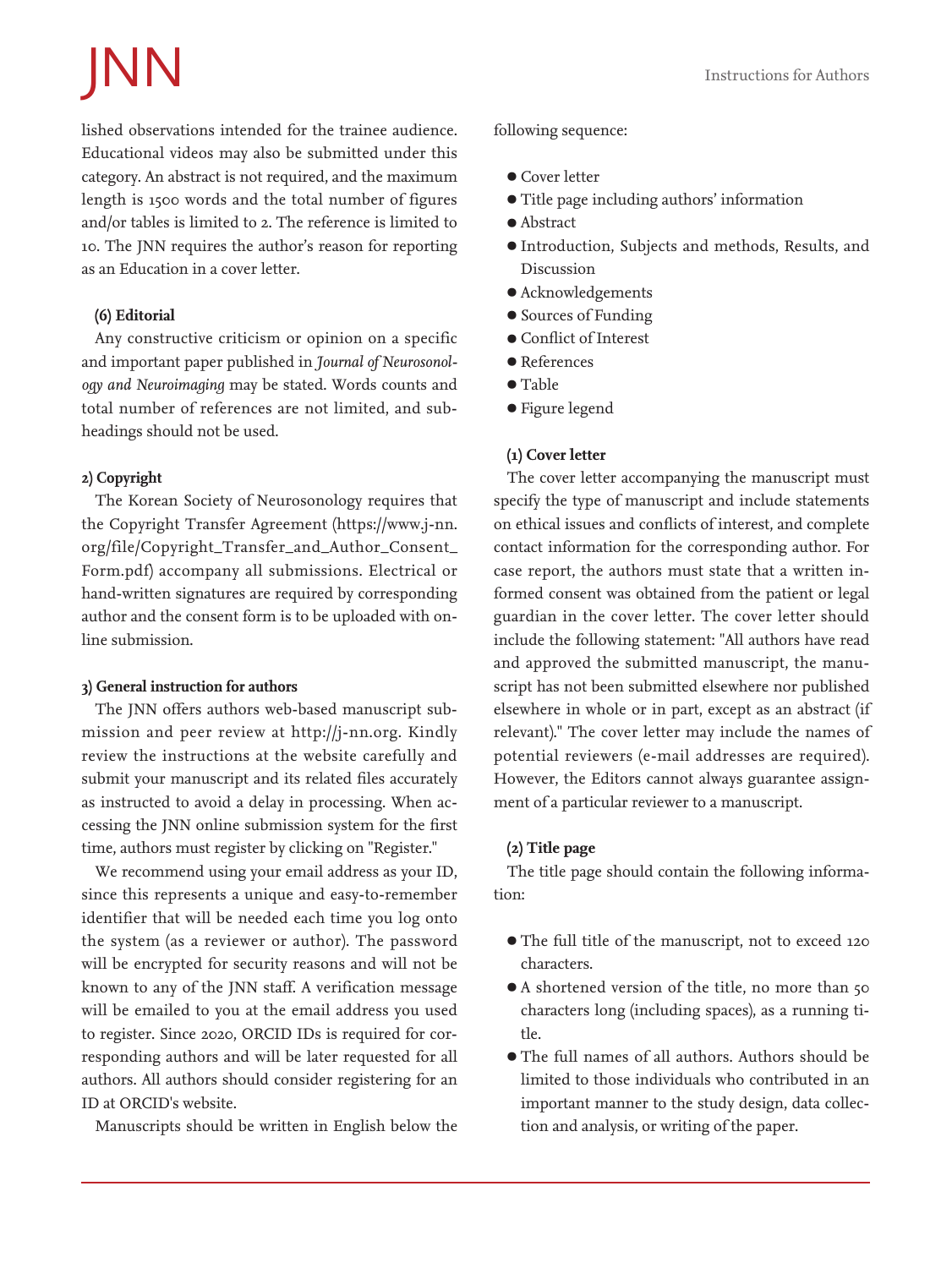lished observations intended for the trainee audience. Educational videos may also be submitted under this category. An abstract is not required, and the maximum length is 1500 words and the total number of figures and/or tables is limited to 2. The reference is limited to 10. The JNN requires the author's reason for reporting as an Education in a cover letter.

#### (6) Editorial

Any constructive criticism or opinion on a specific and important paper published in *Journal of Neurosonology and Neuroimaging* may be stated. Words counts and total number of references are not limited, and subheadings should not be used.

### 2) Copyright

The Korean Society of Neurosonology requires that the Copyright Transfer Agreement (https://www.j-nn.org/file/Copyright_Transfer_and_Author_Consent_Form.pdf) accompany all submissions. Electrical or hand-written signatures are required by corresponding author and the consent form is to be uploaded with online submission.

### 3) General instruction for authors

The JNN offers authors web-based manuscript submission and peer review at http://j-nn.org. Kindly review the instructions at the website carefully and submit your manuscript and its related files accurately as instructed to avoid a delay in processing. When accessing the JNN online submission system for the first time, authors must register by clicking on "Register."

We recommend using your email address as your ID, since this represents a unique and easy-to-remember identifier that will be needed each time you log onto the system (as a reviewer or author). The password will be encrypted for security reasons and will not be known to any of the JNN staff. A verification message will be emailed to you at the email address you used to register. Since 2020, ORCID IDs is required for corresponding authors and will be later requested for all authors. All authors should consider registering for an ID at ORCID's website.

Manuscripts should be written in English below the following sequence:

- Cover letter
- Title page including authors' information
- Abstract
- Introduction, Subjects and methods, Results, and Discussion
- Acknowledgements
- Sources of Funding
- Conflict of Interest
- References
- Table
- Figure legend

#### (1) Cover letter

The cover letter accompanying the manuscript must specify the type of manuscript and include statements on ethical issues and conflicts of interest, and complete contact information for the corresponding author. For case report, the authors must state that a written informed consent was obtained from the patient or legal guardian in the cover letter. The cover letter should include the following statement: "All authors have read and approved the submitted manuscript, the manuscript has not been submitted elsewhere nor published elsewhere in whole or in part, except as an abstract (if relevant)." The cover letter may include the names of potential reviewers (e-mail addresses are required). However, the Editors cannot always guarantee assignment of a particular reviewer to a manuscript.

#### (2) Title page

The title page should contain the following information:

- The full title of the manuscript, not to exceed 120 characters.
- A shortened version of the title, no more than 50 characters long (including spaces), as a running title.
- The full names of all authors. Authors should be limited to those individuals who contributed in an important manner to the study design, data collection and analysis, or writing of the paper.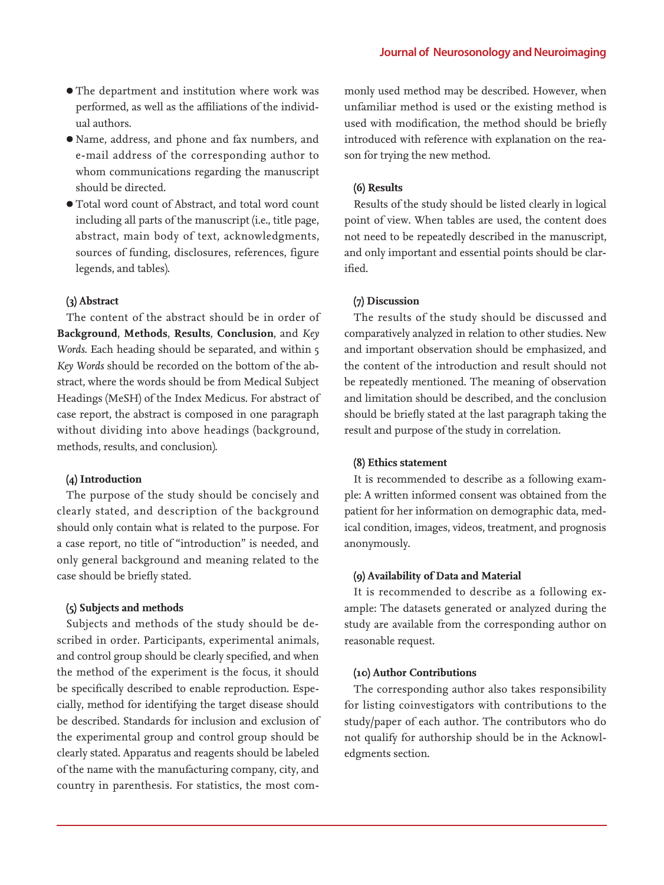- The department and institution where work was performed, as well as the affiliations of the individual authors.
- Name, address, and phone and fax numbers, and e-mail address of the corresponding author to whom communications regarding the manuscript should be directed.
- Total word count of Abstract, and total word count including all parts of the manuscript (i.e., title page, abstract, main body of text, acknowledgments, sources of funding, disclosures, references, figure legends, and tables).

#### (3) Abstract

The content of the abstract should be in order of **Background**, **Methods**, **Results**, **Conclusion**, and *Key Words*. Each heading should be separated, and within 5 *Key Words* should be recorded on the bottom of the abstract, where the words should be from Medical Subject Headings (MeSH) of the Index Medicus. For abstract of case report, the abstract is composed in one paragraph without dividing into above headings (background, methods, results, and conclusion).

#### (4) Introduction

The purpose of the study should be concisely and clearly stated, and description of the background should only contain what is related to the purpose. For a case report, no title of "introduction" is needed, and only general background and meaning related to the case should be briefly stated.

#### (5) Subjects and methods

Subjects and methods of the study should be described in order. Participants, experimental animals, and control group should be clearly specified, and when the method of the experiment is the focus, it should be specifically described to enable reproduction. Especially, method for identifying the target disease should be described. Standards for inclusion and exclusion of the experimental group and control group should be clearly stated. Apparatus and reagents should be labeled of the name with the manufacturing company, city, and country in parenthesis. For statistics, the most commonly used method may be described. However, when unfamiliar method is used or the existing method is used with modification, the method should be briefly introduced with reference with explanation on the reason for trying the new method.

#### (6) Results

Results of the study should be listed clearly in logical point of view. When tables are used, the content does not need to be repeatedly described in the manuscript, and only important and essential points should be clarified.

#### (7) Discussion

The results of the study should be discussed and comparatively analyzed in relation to other studies. New and important observation should be emphasized, and the content of the introduction and result should not be repeatedly mentioned. The meaning of observation and limitation should be described, and the conclusion should be briefly stated at the last paragraph taking the result and purpose of the study in correlation.

#### (8) Ethics statement

It is recommended to describe as a following example: A written informed consent was obtained from the patient for her information on demographic data, medical condition, images, videos, treatment, and prognosis anonymously.

#### (9) Availability of Data and Material

It is recommended to describe as a following example: The datasets generated or analyzed during the study are available from the corresponding author on reasonable request.

#### (10) Author Contributions

The corresponding author also takes responsibility for listing coinvestigators with contributions to the study/paper of each author. The contributors who do not qualify for authorship should be in the Acknowledgments section.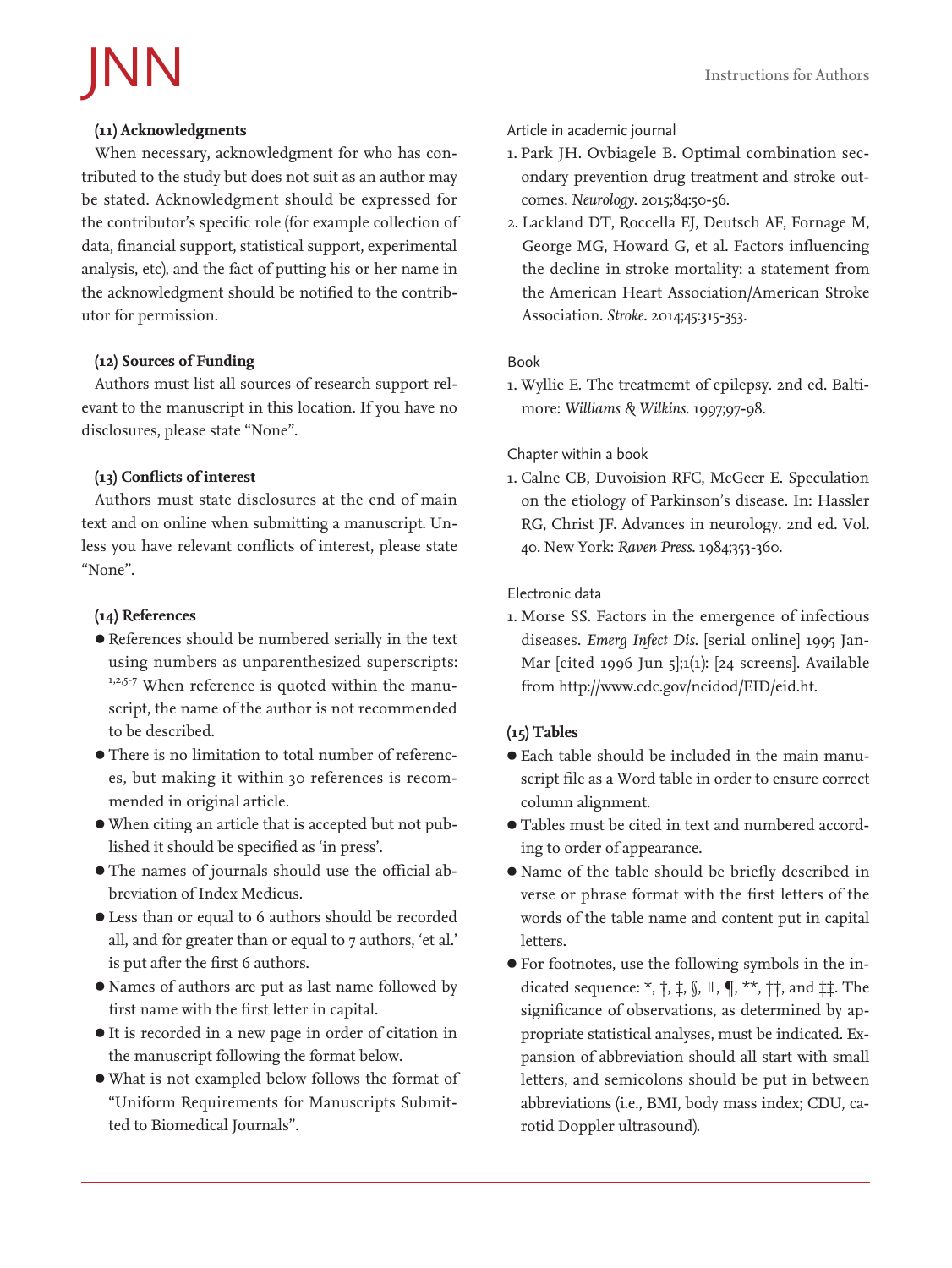**(11) Acknowledgments**

When necessary, acknowledgment for who has contributed to the study but does not suit as an author may be stated. Acknowledgment should be expressed for the contributor's specific role (for example collection of data, financial support, statistical support, experimental analysis, etc), and the fact of putting his or her name in the acknowledgment should be notified to the contributor for permission.

**(12) Sources of Funding**

Authors must list all sources of research support relevant to the manuscript in this location. If you have no disclosures, please state "None".

**(13) Conflicts of interest**

Authors must state disclosures at the end of main text and on online when submitting a manuscript. Unless you have relevant conflicts of interest, please state "None".

**(14) References**

- References should be numbered serially in the text using numbers as unparenthesized superscripts: [1,2,5-7] When reference is quoted within the manuscript, the name of the author is not recommended to be described.
- There is no limitation to total number of references, but making it within 30 references is recommended in original article.
- When citing an article that is accepted but not published it should be specified as 'in press'.
- The names of journals should use the official abbreviation of Index Medicus.
- Less than or equal to 6 authors should be recorded all, and for greater than or equal to 7 authors, 'et al.' is put after the first 6 authors.
- Names of authors are put as last name followed by first name with the first letter in capital.
- It is recorded in a new page in order of citation in the manuscript following the format below.
- What is not exampled below follows the format of "Uniform Requirements for Manuscripts Submitted to Biomedical Journals".

Article in academic journal

1. Park JH. Ovbiagele B. Optimal combination secondary prevention drug treatment and stroke outcomes. *Neurology*. 2015;84:50-56.
2. Lackland DT, Roccella EJ, Deutsch AF, Fornage M, George MG, Howard G, et al. Factors influencing the decline in stroke mortality: a statement from the American Heart Association/American Stroke Association. *Stroke*. 2014;45:315-353.

Book

1. Wyllie E. The treatmemt of epilepsy. 2nd ed. Baltimore: *Williams & Wilkins*. 1997;97-98.

Chapter within a book

1. Calne CB, Duvoision RFC, McGeer E. Speculation on the etiology of Parkinson's disease. In: Hassler RG, Christ JF. Advances in neurology. 2nd ed. Vol. 40. New York: *Raven Press*. 1984;353-360.

Electronic data

1. Morse SS. Factors in the emergence of infectious diseases. *Emerg Infect Dis*. [serial online] 1995 Jan-Mar [cited 1996 Jun 5];1(1): [24 screens]. Available from http://www.cdc.gov/ncidod/EID/eid.ht.

**(15) Tables**

- Each table should be included in the main manuscript file as a Word table in order to ensure correct column alignment.
- Tables must be cited in text and numbered according to order of appearance.
- Name of the table should be briefly described in verse or phrase format with the first letters of the words of the table name and content put in capital letters.
- For footnotes, use the following symbols in the indicated sequence: *, †, ‡, §, ∥, ¶, **, ††, and ‡‡. The significance of observations, as determined by appropriate statistical analyses, must be indicated. Expansion of abbreviation should all start with small letters, and semicolons should be put in between abbreviations (i.e., BMI, body mass index; CDU, carotid Doppler ultrasound).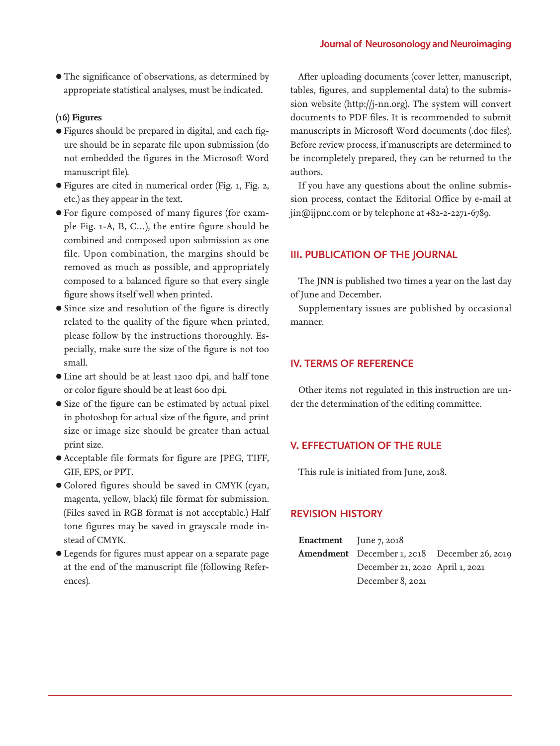- The significance of observations, as determined by appropriate statistical analyses, must be indicated.

**(16) Figures**

- Figures should be prepared in digital, and each figure should be in separate file upon submission (do not embedded the figures in the Microsoft Word manuscript file).
- Figures are cited in numerical order (Fig. 1, Fig. 2, etc.) as they appear in the text.
- For figure composed of many figures (for example Fig. 1-A, B, C...), the entire figure should be combined and composed upon submission as one file. Upon combination, the margins should be removed as much as possible, and appropriately composed to a balanced figure so that every single figure shows itself well when printed.
- Since size and resolution of the figure is directly related to the quality of the figure when printed, please follow by the instructions thoroughly. Especially, make sure the size of the figure is not too small.
- Line art should be at least 1200 dpi, and half tone or color figure should be at least 600 dpi.
- Size of the figure can be estimated by actual pixel in photoshop for actual size of the figure, and print size or image size should be greater than actual print size.
- Acceptable file formats for figure are JPEG, TIFF, GIF, EPS, or PPT.
- Colored figures should be saved in CMYK (cyan, magenta, yellow, black) file format for submission. (Files saved in RGB format is not acceptable.) Half tone figures may be saved in grayscale mode instead of CMYK.
- Legends for figures must appear on a separate page at the end of the manuscript file (following References).

After uploading documents (cover letter, manuscript, tables, figures, and supplemental data) to the submission website (http://j-nn.org). The system will convert documents to PDF files. It is recommended to submit manuscripts in Microsoft Word documents (.doc files). Before review process, if manuscripts are determined to be incompletely prepared, they can be returned to the authors.

If you have any questions about the online submission process, contact the Editorial Office by e-mail at jin@ijpnc.com or by telephone at +82-2-2271-6789.

## III. PUBLICATION OF THE JOURNAL

The JNN is published two times a year on the last day of June and December.

Supplementary issues are published by occasional manner.

## IV. TERMS OF REFERENCE

Other items not regulated in this instruction are under the determination of the editing committee.

## V. EFFECTUATION OF THE RULE

This rule is initiated from June, 2018.

## REVISION HISTORY

| | | |
|---|---|---|
| **Enactment** | June 7, 2018 | |
| **Amendment** | December 1, 2018 | December 26, 2019 |
| | December 21, 2020 | April 1, 2021 |
| | December 8, 2021 | |